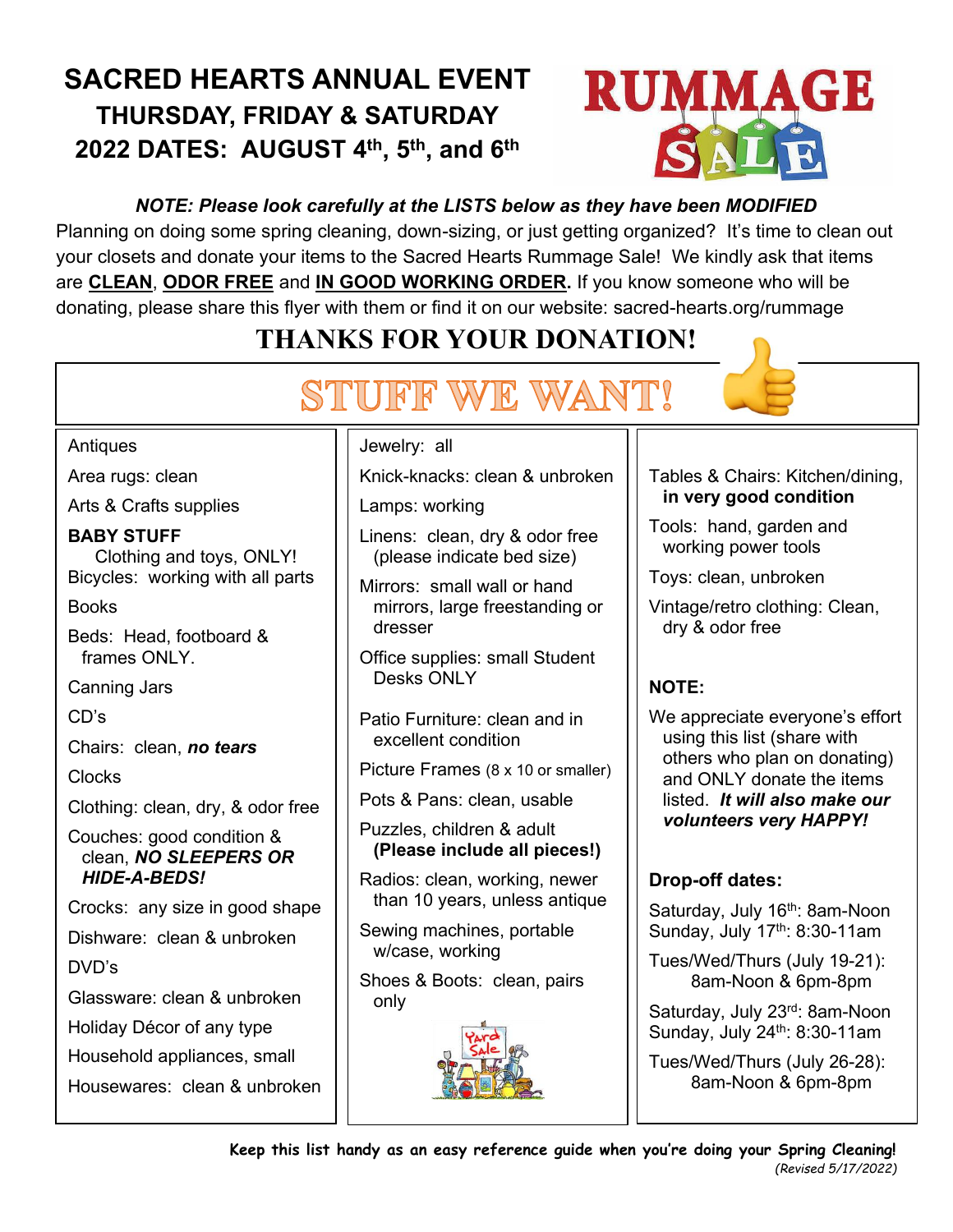# SACRED HEARTS ANNUAL EVENT

## THURSDAY, FRIDAY & SATURDAY

## 2022 DATES: AUGUST 4th, 5th, and 6th

RUMMAGE SALE

***NOTE: Please look carefully at the LISTS below as they have been MODIFIED***

Planning on doing some spring cleaning, down-sizing, or just getting organized? It's time to clean out your closets and donate your items to the Sacred Hearts Rummage Sale! We kindly ask that items are **CLEAN**, **ODOR FREE** and **IN GOOD WORKING ORDER.** If you know someone who will be donating, please share this flyer with them or find it on our website: sacred-hearts.org/rummage

## THANKS FOR YOUR DONATION!

# STUFF WE WANT!

Antiques

Area rugs: clean

Arts & Crafts supplies

**BABY STUFF**
Clothing and toys, ONLY!

Bicycles: working with all parts

Books

Beds: Head, footboard & frames ONLY.

Canning Jars

CD's

Chairs: clean, ***no tears***

Clocks

Clothing: clean, dry, & odor free

Couches: good condition & clean, ***NO SLEEPERS OR HIDE-A-BEDS!***

Crocks: any size in good shape

Dishware: clean & unbroken

DVD's

Glassware: clean & unbroken

Holiday Décor of any type

Household appliances, small

Housewares: clean & unbroken

Jewelry: all

Knick-knacks: clean & unbroken

Lamps: working

Linens: clean, dry & odor free (please indicate bed size)

Mirrors: small wall or hand mirrors, large freestanding or dresser

Office supplies: small Student Desks ONLY

Patio Furniture: clean and in excellent condition

Picture Frames (8 x 10 or smaller)

Pots & Pans: clean, usable

Puzzles, children & adult **(Please include all pieces!)**

Radios: clean, working, newer than 10 years, unless antique

Sewing machines, portable w/case, working

Shoes & Boots: clean, pairs only

Tables & Chairs: Kitchen/dining, **in very good condition**

Tools: hand, garden and working power tools

Toys: clean, unbroken

Vintage/retro clothing: Clean, dry & odor free

**NOTE:**

We appreciate everyone's effort using this list (share with others who plan on donating) and ONLY donate the items listed. ***It will also make our volunteers very HAPPY!***

**Drop-off dates:**

Saturday, July 16th: 8am-Noon
Sunday, July 17th: 8:30-11am

Tues/Wed/Thurs (July 19-21): 8am-Noon & 6pm-8pm

Saturday, July 23rd: 8am-Noon
Sunday, July 24th: 8:30-11am

Tues/Wed/Thurs (July 26-28): 8am-Noon & 6pm-8pm

**Keep this list handy as an easy reference guide when you're doing your Spring Cleaning!**

*(Revised 5/17/2022)*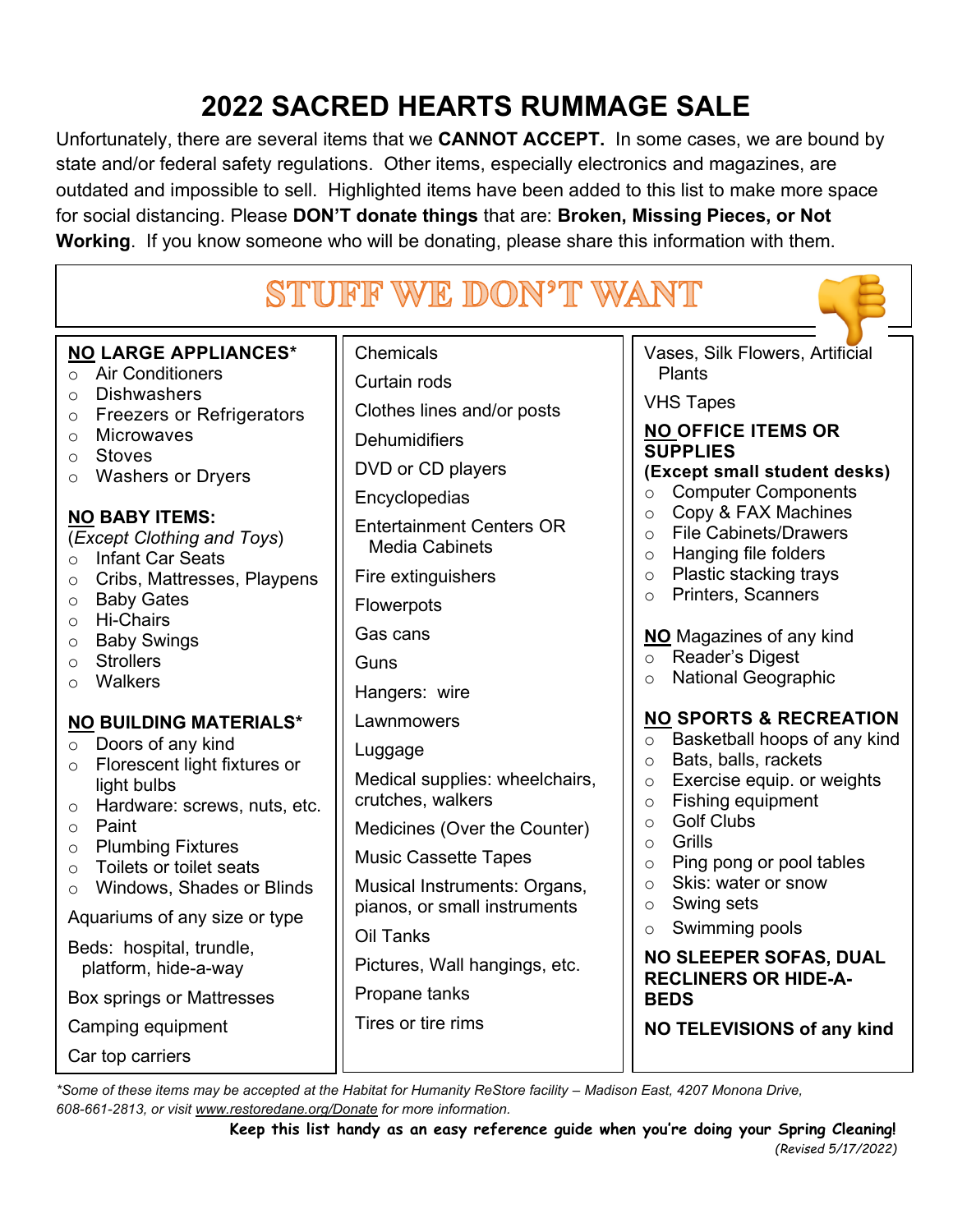# 2022 SACRED HEARTS RUMMAGE SALE

Unfortunately, there are several items that we **CANNOT ACCEPT.** In some cases, we are bound by state and/or federal safety regulations. Other items, especially electronics and magazines, are outdated and impossible to sell. Highlighted items have been added to this list to make more space for social distancing. Please **DON'T donate things** that are: **Broken, Missing Pieces, or Not Working**. If you know someone who will be donating, please share this information with them.

## STUFF WE DON'T WANT

**NO LARGE APPLIANCES***
- Air Conditioners
- Dishwashers
- Freezers or Refrigerators
- Microwaves
- Stoves
- Washers or Dryers

**NO BABY ITEMS:**
(*Except Clothing and Toys*)
- Infant Car Seats
- Cribs, Mattresses, Playpens
- Baby Gates
- Hi-Chairs
- Baby Swings
- Strollers
- Walkers

**NO BUILDING MATERIALS***
- Doors of any kind
- Florescent light fixtures or light bulbs
- Hardware: screws, nuts, etc.
- Paint
- Plumbing Fixtures
- Toilets or toilet seats
- Windows, Shades or Blinds

Aquariums of any size or type

Beds: hospital, trundle, platform, hide-a-way

Box springs or Mattresses

Camping equipment

Car top carriers

Chemicals

Curtain rods

Clothes lines and/or posts

Dehumidifiers

DVD or CD players

Encyclopedias

Entertainment Centers OR Media Cabinets

Fire extinguishers

Flowerpots

Gas cans

Guns

Hangers: wire

Lawnmowers

Luggage

Medical supplies: wheelchairs, crutches, walkers

Medicines (Over the Counter)

Music Cassette Tapes

Musical Instruments: Organs, pianos, or small instruments

Oil Tanks

Pictures, Wall hangings, etc.

Propane tanks

Tires or tire rims

Vases, Silk Flowers, Artificial Plants

VHS Tapes

**NO OFFICE ITEMS OR SUPPLIES**
**(Except small student desks)**
- Computer Components
- Copy & FAX Machines
- File Cabinets/Drawers
- Hanging file folders
- Plastic stacking trays
- Printers, Scanners

**NO** Magazines of any kind
- Reader's Digest
- National Geographic

**NO SPORTS & RECREATION**
- Basketball hoops of any kind
- Bats, balls, rackets
- Exercise equip. or weights
- Fishing equipment
- Golf Clubs
- Grills
- Ping pong or pool tables
- Skis: water or snow
- Swing sets
- Swimming pools

**NO SLEEPER SOFAS, DUAL RECLINERS OR HIDE-A-BEDS**

**NO TELEVISIONS of any kind**

*\*Some of these items may be accepted at the Habitat for Humanity ReStore facility – Madison East, 4207 Monona Drive, 608-661-2813, or visit www.restoredane.org/Donate for more information.*

**Keep this list handy as an easy reference guide when you're doing your Spring Cleaning!**

*(Revised 5/17/2022)*